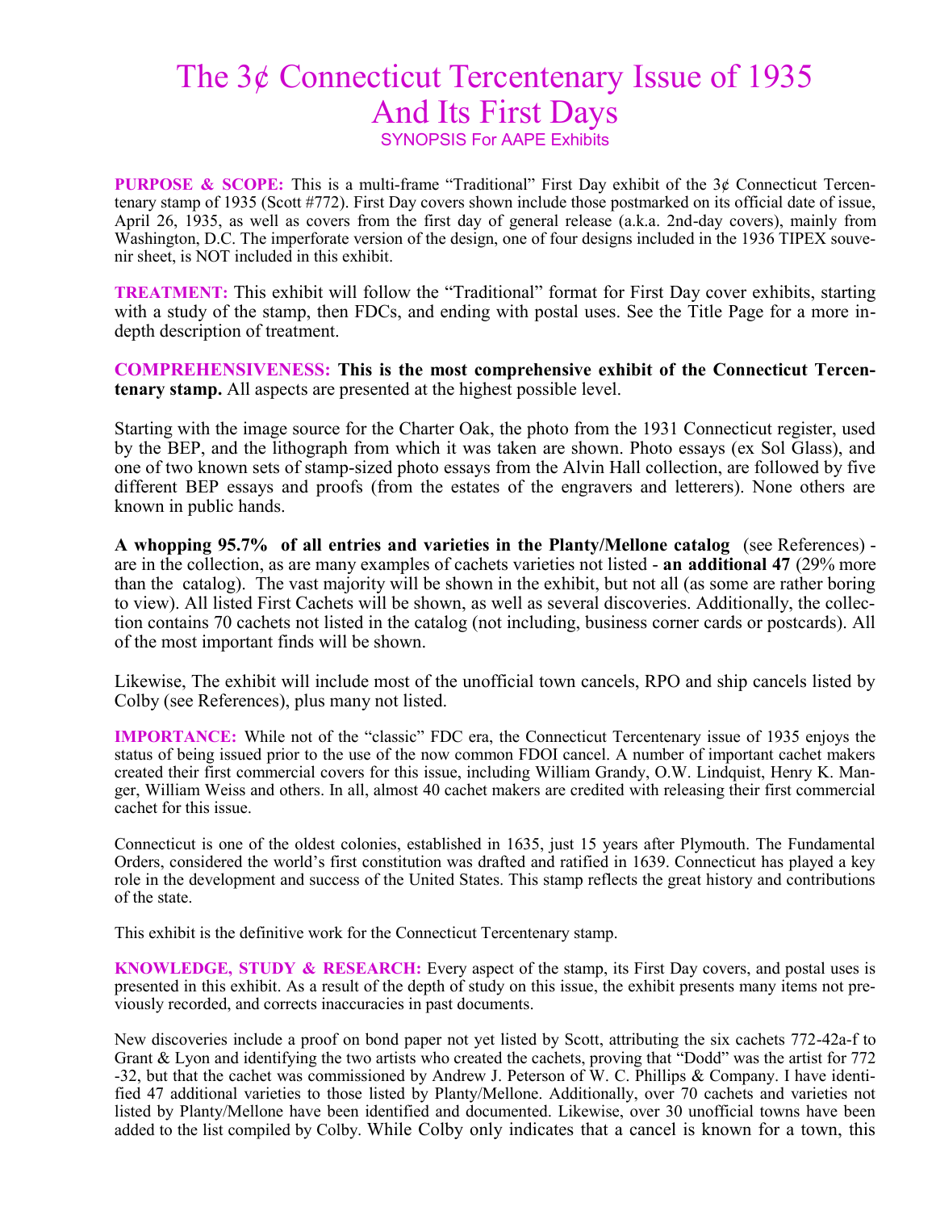# The 3¢ Connecticut Tercentenary Issue of 1935 And Its First Days

SYNOPSIS For AAPE Exhibits

**PURPOSE & SCOPE:** This is a multi-frame "Traditional" First Day exhibit of the 3¢ Connecticut Tercentenary stamp of 1935 (Scott #772). First Day covers shown include those postmarked on its official date of issue, April 26, 1935, as well as covers from the first day of general release (a.k.a. 2nd-day covers), mainly from Washington, D.C. The imperforate version of the design, one of four designs included in the 1936 TIPEX souvenir sheet, is NOT included in this exhibit.

**TREATMENT:** This exhibit will follow the "Traditional" format for First Day cover exhibits, starting with a study of the stamp, then FDCs, and ending with postal uses. See the Title Page for a more in-depth description of treatment.

**COMPREHENSIVENESS:** **This is the most comprehensive exhibit of the Connecticut Tercentenary stamp.** All aspects are presented at the highest possible level.

Starting with the image source for the Charter Oak, the photo from the 1931 Connecticut register, used by the BEP, and the lithograph from which it was taken are shown. Photo essays (ex Sol Glass), and one of two known sets of stamp-sized photo essays from the Alvin Hall collection, are followed by five different BEP essays and proofs (from the estates of the engravers and letterers). None others are known in public hands.

**A whopping 95.7% of all entries and varieties in the Planty/Mellone catalog** (see References) - are in the collection, as are many examples of cachets varieties not listed - **an additional 47** (29% more than the catalog). The vast majority will be shown in the exhibit, but not all (as some are rather boring to view). All listed First Cachets will be shown, as well as several discoveries. Additionally, the collection contains 70 cachets not listed in the catalog (not including, business corner cards or postcards). All of the most important finds will be shown.

Likewise, The exhibit will include most of the unofficial town cancels, RPO and ship cancels listed by Colby (see References), plus many not listed.

**IMPORTANCE:** While not of the "classic" FDC era, the Connecticut Tercentenary issue of 1935 enjoys the status of being issued prior to the use of the now common FDOI cancel. A number of important cachet makers created their first commercial covers for this issue, including William Grandy, O.W. Lindquist, Henry K. Manger, William Weiss and others. In all, almost 40 cachet makers are credited with releasing their first commercial cachet for this issue.

Connecticut is one of the oldest colonies, established in 1635, just 15 years after Plymouth. The Fundamental Orders, considered the world's first constitution was drafted and ratified in 1639. Connecticut has played a key role in the development and success of the United States. This stamp reflects the great history and contributions of the state.

This exhibit is the definitive work for the Connecticut Tercentenary stamp.

**KNOWLEDGE, STUDY & RESEARCH:** Every aspect of the stamp, its First Day covers, and postal uses is presented in this exhibit. As a result of the depth of study on this issue, the exhibit presents many items not previously recorded, and corrects inaccuracies in past documents.

New discoveries include a proof on bond paper not yet listed by Scott, attributing the six cachets 772-42a-f to Grant & Lyon and identifying the two artists who created the cachets, proving that "Dodd" was the artist for 772-32, but that the cachet was commissioned by Andrew J. Peterson of W. C. Phillips & Company. I have identified 47 additional varieties to those listed by Planty/Mellone. Additionally, over 70 cachets and varieties not listed by Planty/Mellone have been identified and documented. Likewise, over 30 unofficial towns have been added to the list compiled by Colby. While Colby only indicates that a cancel is known for a town, this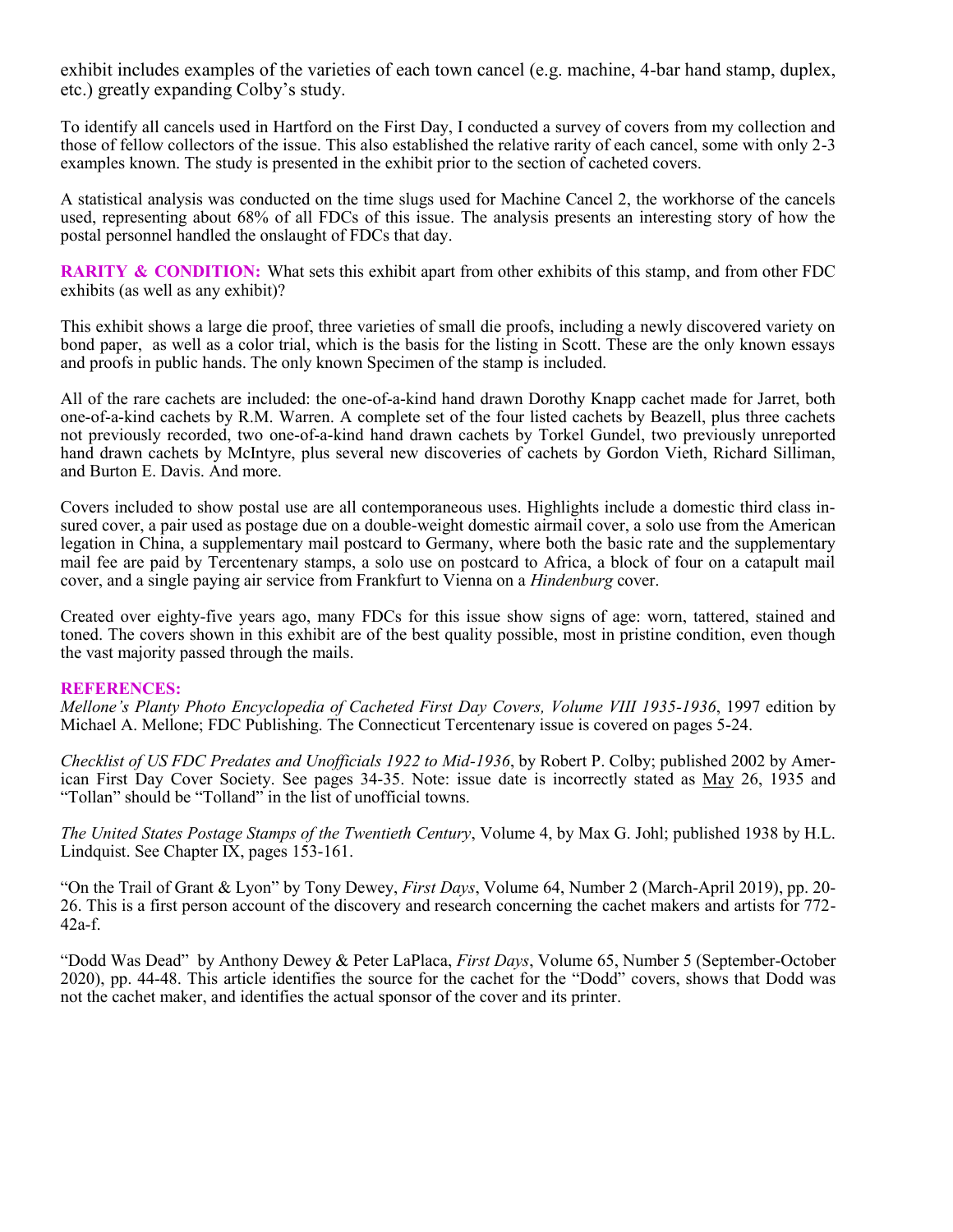exhibit includes examples of the varieties of each town cancel (e.g. machine, 4-bar hand stamp, duplex, etc.) greatly expanding Colby's study.

To identify all cancels used in Hartford on the First Day, I conducted a survey of covers from my collection and those of fellow collectors of the issue. This also established the relative rarity of each cancel, some with only 2-3 examples known. The study is presented in the exhibit prior to the section of cacheted covers.

A statistical analysis was conducted on the time slugs used for Machine Cancel 2, the workhorse of the cancels used, representing about 68% of all FDCs of this issue. The analysis presents an interesting story of how the postal personnel handled the onslaught of FDCs that day.

**RARITY & CONDITION:** What sets this exhibit apart from other exhibits of this stamp, and from other FDC exhibits (as well as any exhibit)?

This exhibit shows a large die proof, three varieties of small die proofs, including a newly discovered variety on bond paper, as well as a color trial, which is the basis for the listing in Scott. These are the only known essays and proofs in public hands. The only known Specimen of the stamp is included.

All of the rare cachets are included: the one-of-a-kind hand drawn Dorothy Knapp cachet made for Jarret, both one-of-a-kind cachets by R.M. Warren. A complete set of the four listed cachets by Beazell, plus three cachets not previously recorded, two one-of-a-kind hand drawn cachets by Torkel Gundel, two previously unreported hand drawn cachets by McIntyre, plus several new discoveries of cachets by Gordon Vieth, Richard Silliman, and Burton E. Davis. And more.

Covers included to show postal use are all contemporaneous uses. Highlights include a domestic third class insured cover, a pair used as postage due on a double-weight domestic airmail cover, a solo use from the American legation in China, a supplementary mail postcard to Germany, where both the basic rate and the supplementary mail fee are paid by Tercentenary stamps, a solo use on postcard to Africa, a block of four on a catapult mail cover, and a single paying air service from Frankfurt to Vienna on a *Hindenburg* cover.

Created over eighty-five years ago, many FDCs for this issue show signs of age: worn, tattered, stained and toned. The covers shown in this exhibit are of the best quality possible, most in pristine condition, even though the vast majority passed through the mails.

**REFERENCES:**

*Mellone's Planty Photo Encyclopedia of Cacheted First Day Covers, Volume VIII 1935-1936*, 1997 edition by Michael A. Mellone; FDC Publishing. The Connecticut Tercentenary issue is covered on pages 5-24.

*Checklist of US FDC Predates and Unofficials 1922 to Mid-1936*, by Robert P. Colby; published 2002 by American First Day Cover Society. See pages 34-35. Note: issue date is incorrectly stated as <u>May</u> 26, 1935 and "Tollan" should be "Tolland" in the list of unofficial towns.

*The United States Postage Stamps of the Twentieth Century*, Volume 4, by Max G. Johl; published 1938 by H.L. Lindquist. See Chapter IX, pages 153-161.

"On the Trail of Grant & Lyon" by Tony Dewey, *First Days*, Volume 64, Number 2 (March-April 2019), pp. 20-26. This is a first person account of the discovery and research concerning the cachet makers and artists for 772-42a-f.

"Dodd Was Dead" by Anthony Dewey & Peter LaPlaca, *First Days*, Volume 65, Number 5 (September-October 2020), pp. 44-48. This article identifies the source for the cachet for the "Dodd" covers, shows that Dodd was not the cachet maker, and identifies the actual sponsor of the cover and its printer.